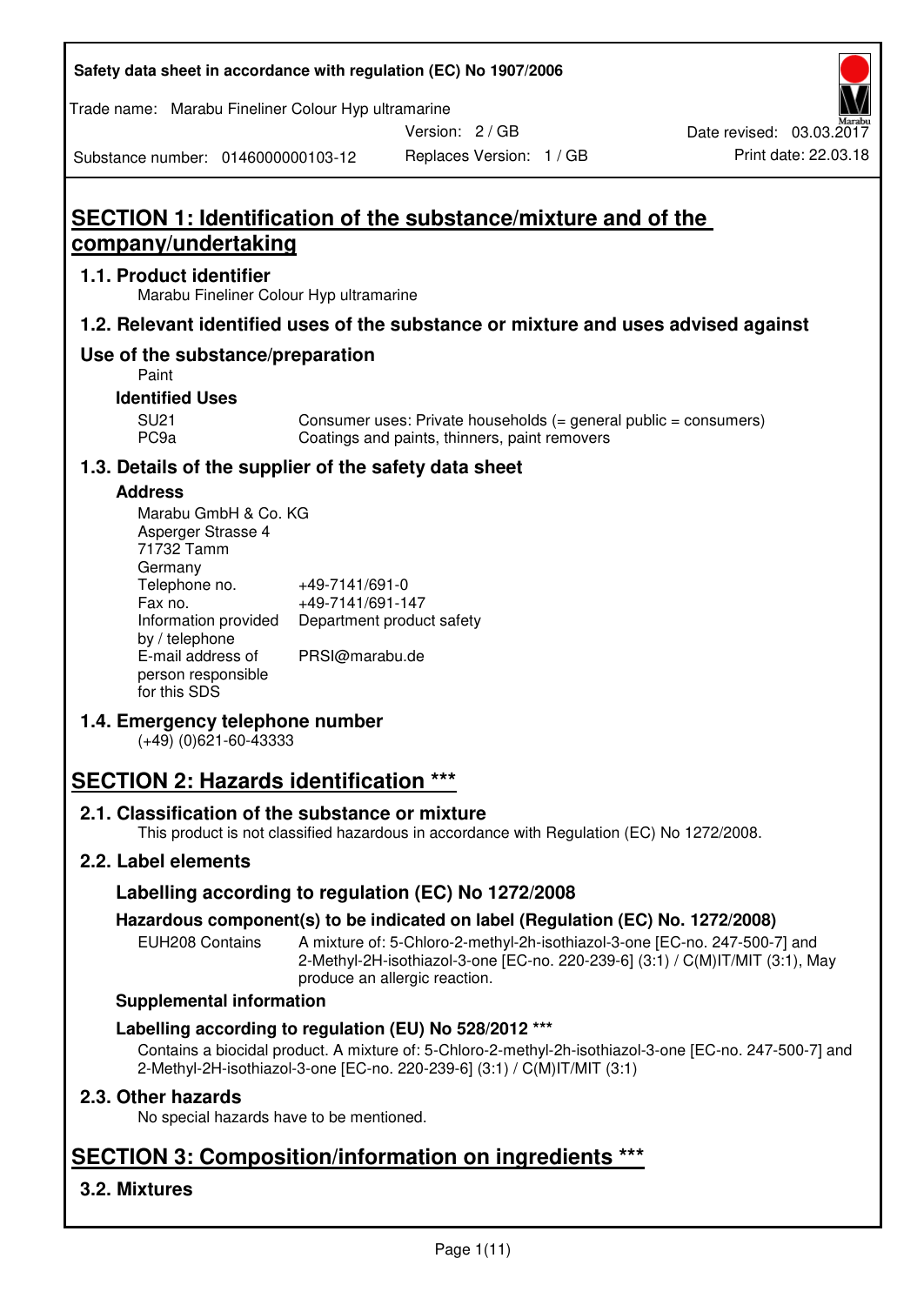# SECTION 1: Identification of the substance/mixture and of the company/undertaking

## 1.1. Product identifier

Marabu Fineliner Colour Hyp ultramarine

## 1.2. Relevant identified uses of the substance or mixture and uses advised against

## Use of the substance/preparation

Paint

### Identified Uses

| | |
|---|---|
| SU21 | Consumer uses: Private households (= general public = consumers) |
| PC9a | Coatings and paints, thinners, paint removers |

## 1.3. Details of the supplier of the safety data sheet

### Address

Marabu GmbH & Co. KG
Asperger Strasse 4
71732 Tamm
Germany

| | |
|---|---|
| Telephone no. | +49-7141/691-0 |
| Fax no. | +49-7141/691-147 |
| Information provided by / telephone | Department product safety |
| E-mail address of person responsible for this SDS | PRSI@marabu.de |

## 1.4. Emergency telephone number

(+49) (0)621-60-43333

# SECTION 2: Hazards identification ***

## 2.1. Classification of the substance or mixture

This product is not classified hazardous in accordance with Regulation (EC) No 1272/2008.

## 2.2. Label elements

### Labelling according to regulation (EC) No 1272/2008

### Hazardous component(s) to be indicated on label (Regulation (EC) No. 1272/2008)

| | |
|---|---|
| EUH208 Contains | A mixture of: 5-Chloro-2-methyl-2h-isothiazol-3-one [EC-no. 247-500-7] and 2-Methyl-2H-isothiazol-3-one [EC-no. 220-239-6] (3:1) / C(M)IT/MIT (3:1), May produce an allergic reaction. |

### Supplemental information

### Labelling according to regulation (EU) No 528/2012 ***

Contains a biocidal product. A mixture of: 5-Chloro-2-methyl-2h-isothiazol-3-one [EC-no. 247-500-7] and 2-Methyl-2H-isothiazol-3-one [EC-no. 220-239-6] (3:1) / C(M)IT/MIT (3:1)

## 2.3. Other hazards

No special hazards have to be mentioned.

# SECTION 3: Composition/information on ingredients ***

## 3.2. Mixtures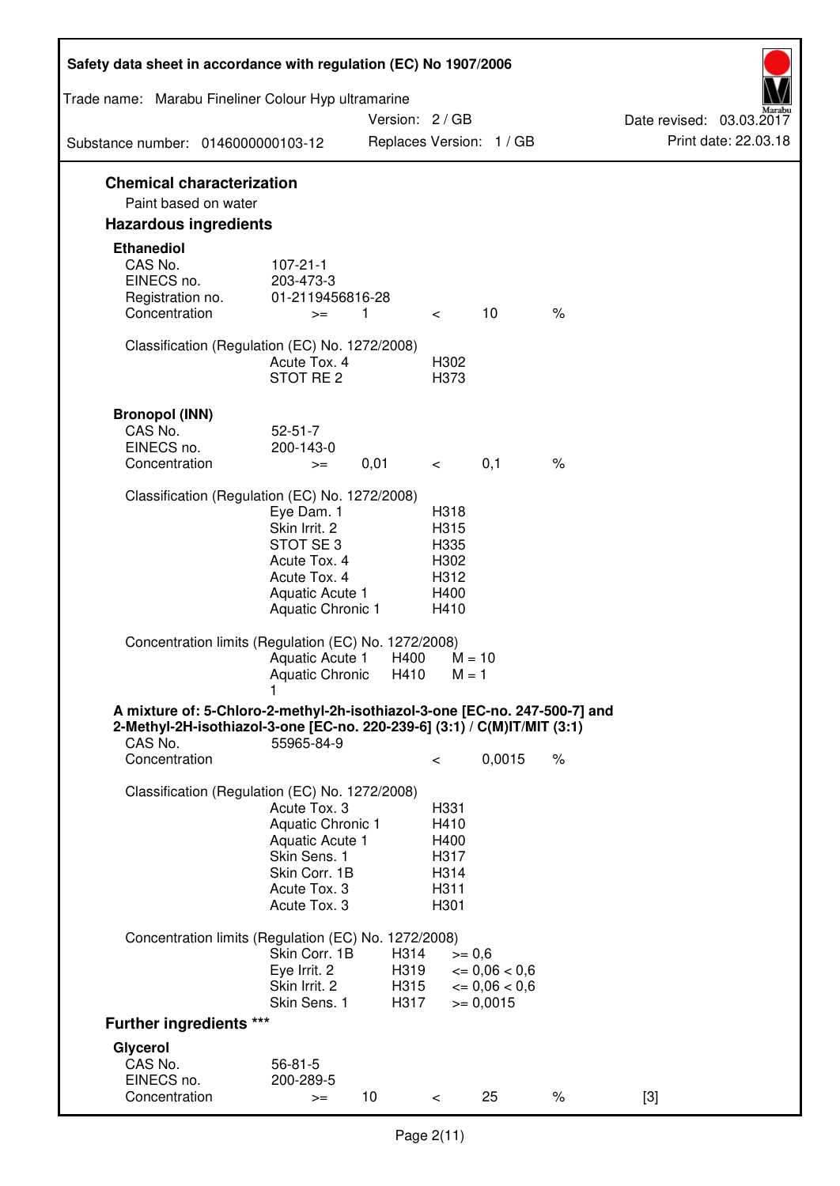## Chemical characterization

Paint based on water

## Hazardous ingredients

### Ethanediol

| | |
|---|---|
| CAS No. | 107-21-1 |
| EINECS no. | 203-473-3 |
| Registration no. | 01-2119456816-28 |
| Concentration | >= 1 < 10 % |

Classification (Regulation (EC) No. 1272/2008)

| | |
|---|---|
| Acute Tox. 4 | H302 |
| STOT RE 2 | H373 |

### Bronopol (INN)

| | |
|---|---|
| CAS No. | 52-51-7 |
| EINECS no. | 200-143-0 |
| Concentration | >= 0,01 < 0,1 % |

Classification (Regulation (EC) No. 1272/2008)

| | |
|---|---|
| Eye Dam. 1 | H318 |
| Skin Irrit. 2 | H315 |
| STOT SE 3 | H335 |
| Acute Tox. 4 | H302 |
| Acute Tox. 4 | H312 |
| Aquatic Acute 1 | H400 |
| Aquatic Chronic 1 | H410 |

Concentration limits (Regulation (EC) No. 1272/2008)

| | | |
|---|---|---|
| Aquatic Acute 1 | H400 | M = 10 |
| Aquatic Chronic 1 | H410 | M = 1 |

### A mixture of: 5-Chloro-2-methyl-2h-isothiazol-3-one [EC-no. 247-500-7] and 2-Methyl-2H-isothiazol-3-one [EC-no. 220-239-6] (3:1) / C(M)IT/MIT (3:1)

| | |
|---|---|
| CAS No. | 55965-84-9 |
| Concentration | < 0,0015 % |

Classification (Regulation (EC) No. 1272/2008)

| | |
|---|---|
| Acute Tox. 3 | H331 |
| Aquatic Chronic 1 | H410 |
| Aquatic Acute 1 | H400 |
| Skin Sens. 1 | H317 |
| Skin Corr. 1B | H314 |
| Acute Tox. 3 | H311 |
| Acute Tox. 3 | H301 |

Concentration limits (Regulation (EC) No. 1272/2008)

| | | |
|---|---|---|
| Skin Corr. 1B | H314 | >= 0,6 |
| Eye Irrit. 2 | H319 | <= 0,06 < 0,6 |
| Skin Irrit. 2 | H315 | <= 0,06 < 0,6 |
| Skin Sens. 1 | H317 | >= 0,0015 |

## Further ingredients ***

### Glycerol

| | |
|---|---|
| CAS No. | 56-81-5 |
| EINECS no. | 200-289-5 |
| Concentration | >= 10 < 25 % [3] |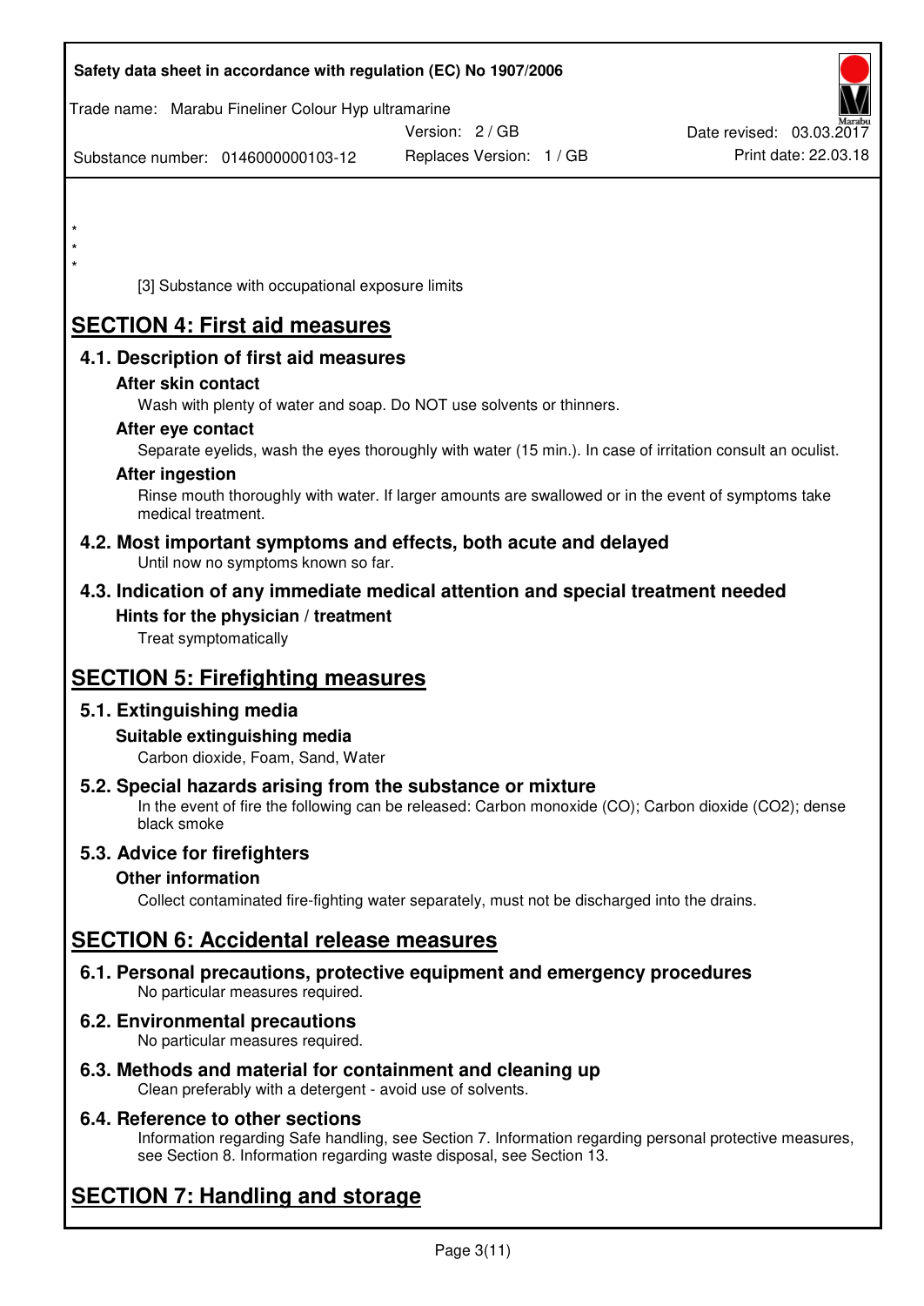\*
\*
\*

[3] Substance with occupational exposure limits

# SECTION 4: First aid measures

## 4.1. Description of first aid measures

### After skin contact

Wash with plenty of water and soap. Do NOT use solvents or thinners.

### After eye contact

Separate eyelids, wash the eyes thoroughly with water (15 min.). In case of irritation consult an oculist.

### After ingestion

Rinse mouth thoroughly with water. If larger amounts are swallowed or in the event of symptoms take medical treatment.

## 4.2. Most important symptoms and effects, both acute and delayed

Until now no symptoms known so far.

## 4.3. Indication of any immediate medical attention and special treatment needed

### Hints for the physician / treatment

Treat symptomatically

# SECTION 5: Firefighting measures

## 5.1. Extinguishing media

### Suitable extinguishing media

Carbon dioxide, Foam, Sand, Water

## 5.2. Special hazards arising from the substance or mixture

In the event of fire the following can be released: Carbon monoxide (CO); Carbon dioxide ($CO_2$); dense black smoke

## 5.3. Advice for firefighters

### Other information

Collect contaminated fire-fighting water separately, must not be discharged into the drains.

# SECTION 6: Accidental release measures

## 6.1. Personal precautions, protective equipment and emergency procedures

No particular measures required.

## 6.2. Environmental precautions

No particular measures required.

## 6.3. Methods and material for containment and cleaning up

Clean preferably with a detergent - avoid use of solvents.

## 6.4. Reference to other sections

Information regarding Safe handling, see Section 7. Information regarding personal protective measures, see Section 8. Information regarding waste disposal, see Section 13.

# SECTION 7: Handling and storage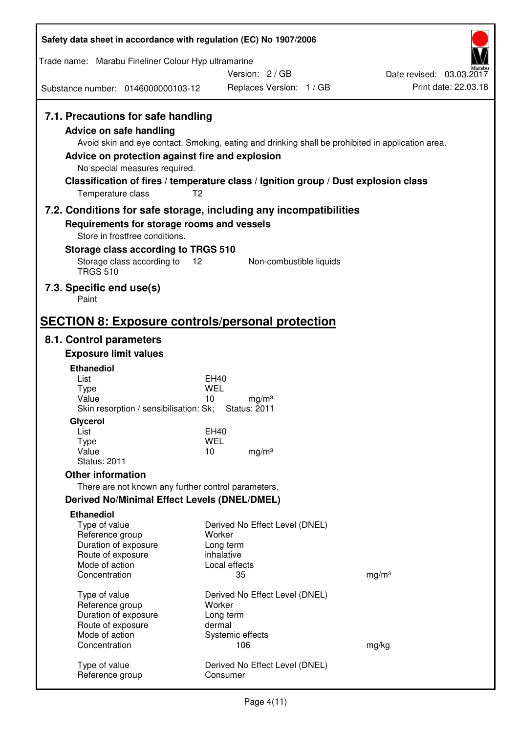### 7.1. Precautions for safe handling

**Advice on safe handling**

Avoid skin and eye contact. Smoking, eating and drinking shall be prohibited in application area.

**Advice on protection against fire and explosion**

No special measures required.

**Classification of fires / temperature class / Ignition group / Dust explosion class**

Temperature class T2

### 7.2. Conditions for safe storage, including any incompatibilities

**Requirements for storage rooms and vessels**

Store in frostfree conditions.

**Storage class according to TRGS 510**

Storage class according to TRGS 510 12 Non-combustible liquids

### 7.3. Specific end use(s)

Paint

## SECTION 8: Exposure controls/personal protection

### 8.1. Control parameters

**Exposure limit values**

**Ethanediol**

| | | |
|---|---|---|
| List | EH40 | |
| Type | WEL | |
| Value | 10 | mg/m³ |

Skin resorption / sensibilisation: Sk; Status: 2011

**Glycerol**

| | | |
|---|---|---|
| List | EH40 | |
| Type | WEL | |
| Value | 10 | mg/m³ |

Status: 2011

**Other information**

There are not known any further control parameters.

**Derived No/Minimal Effect Levels (DNEL/DMEL)**

**Ethanediol**

| | | |
|---|---|---|
| Type of value | Derived No Effect Level (DNEL) | |
| Reference group | Worker | |
| Duration of exposure | Long term | |
| Route of exposure | inhalative | |
| Mode of action | Local effects | |
| Concentration | 35 | mg/m³ |

| | | |
|---|---|---|
| Type of value | Derived No Effect Level (DNEL) | |
| Reference group | Worker | |
| Duration of exposure | Long term | |
| Route of exposure | dermal | |
| Mode of action | Systemic effects | |
| Concentration | 106 | mg/kg |

| | |
|---|---|
| Type of value | Derived No Effect Level (DNEL) |
| Reference group | Consumer |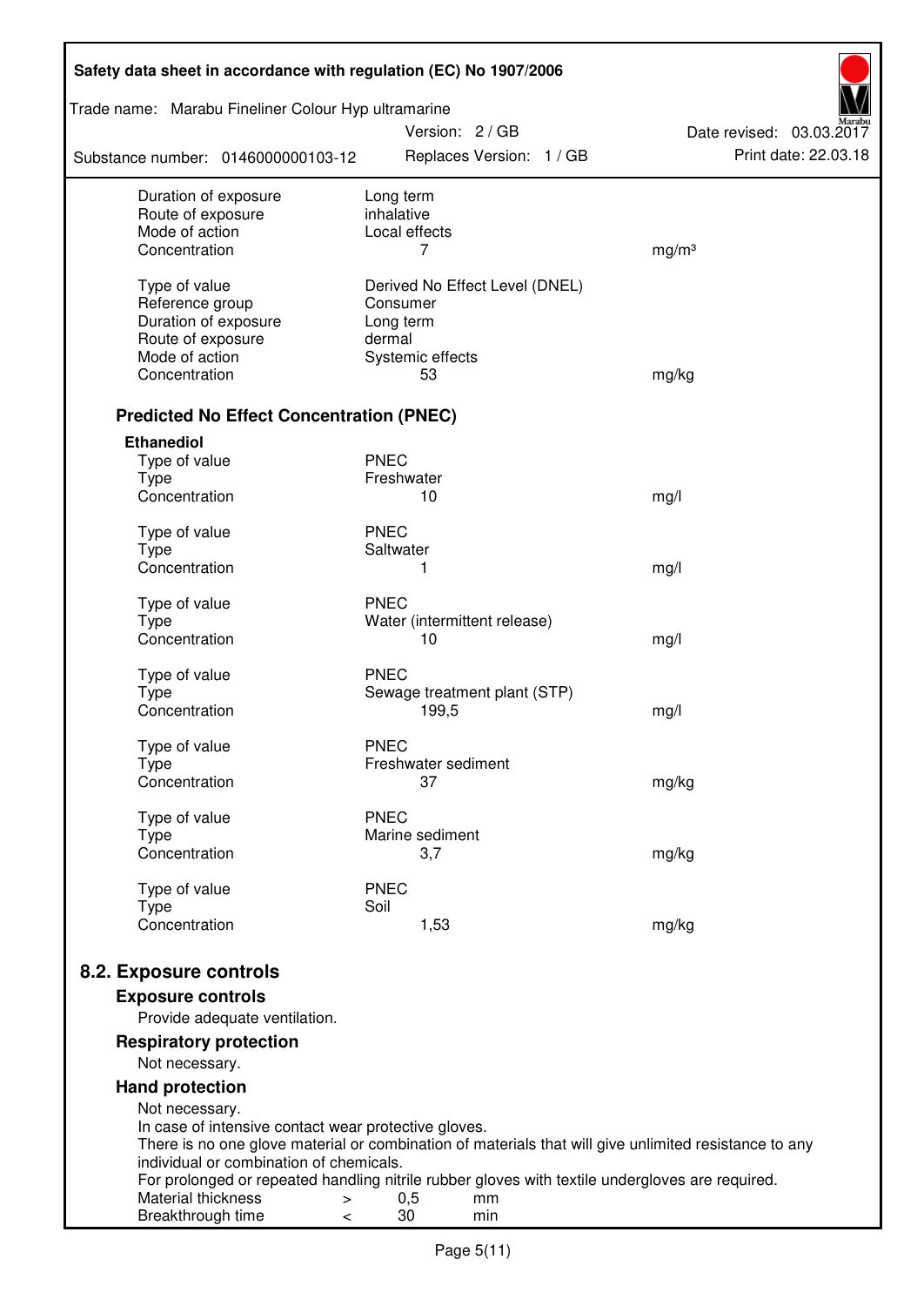| | | |
|---|---|---|
| Duration of exposure | Long term | |
| Route of exposure | inhalative | |
| Mode of action | Local effects | |
| Concentration | 7 | mg/m³ |
| | | |
| Type of value | Derived No Effect Level (DNEL) | |
| Reference group | Consumer | |
| Duration of exposure | Long term | |
| Route of exposure | dermal | |
| Mode of action | Systemic effects | |
| Concentration | 53 | mg/kg |

### Predicted No Effect Concentration (PNEC)

**Ethanediol**

| | | |
|---|---|---|
| Type of value | PNEC | |
| Type | Freshwater | |
| Concentration | 10 | mg/l |
| | | |
| Type of value | PNEC | |
| Type | Saltwater | |
| Concentration | 1 | mg/l |
| | | |
| Type of value | PNEC | |
| Type | Water (intermittent release) | |
| Concentration | 10 | mg/l |
| | | |
| Type of value | PNEC | |
| Type | Sewage treatment plant (STP) | |
| Concentration | 199,5 | mg/l |
| | | |
| Type of value | PNEC | |
| Type | Freshwater sediment | |
| Concentration | 37 | mg/kg |
| | | |
| Type of value | PNEC | |
| Type | Marine sediment | |
| Concentration | 3,7 | mg/kg |
| | | |
| Type of value | PNEC | |
| Type | Soil | |
| Concentration | 1,53 | mg/kg |

## 8.2. Exposure controls

### Exposure controls

Provide adequate ventilation.

### Respiratory protection

Not necessary.

### Hand protection

Not necessary.
In case of intensive contact wear protective gloves.
There is no one glove material or combination of materials that will give unlimited resistance to any individual or combination of chemicals.
For prolonged or repeated handling nitrile rubber gloves with textile undergloves are required.

| | | | |
|---|---|---|---|
| Material thickness | > | 0,5 | mm |
| Breakthrough time | < | 30 | min |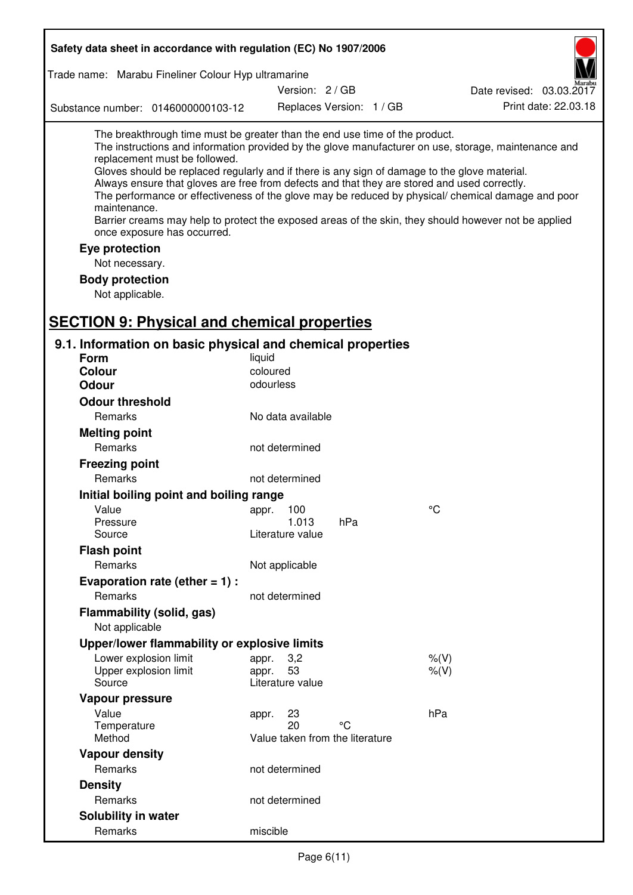The breakthrough time must be greater than the end use time of the product.
The instructions and information provided by the glove manufacturer on use, storage, maintenance and replacement must be followed.
Gloves should be replaced regularly and if there is any sign of damage to the glove material.
Always ensure that gloves are free from defects and that they are stored and used correctly.
The performance or effectiveness of the glove may be reduced by physical/ chemical damage and poor maintenance.
Barrier creams may help to protect the exposed areas of the skin, they should however not be applied once exposure has occurred.

**Eye protection**

Not necessary.

**Body protection**

Not applicable.

## SECTION 9: Physical and chemical properties

### 9.1. Information on basic physical and chemical properties

**Form** liquid

**Colour** coloured

**Odour** odourless

**Odour threshold**

| | | | |
|---|---|---|---|
| Remarks | No data available | | |

**Melting point**

| | | | |
|---|---|---|---|
| Remarks | not determined | | |

**Freezing point**

| | | | |
|---|---|---|---|
| Remarks | not determined | | |

**Initial boiling point and boiling range**

| | | | |
|---|---|---|---|
| Value | appr. 100 | | °C |
| Pressure | 1.013 | hPa | |
| Source | Literature value | | |

**Flash point**

| | | | |
|---|---|---|---|
| Remarks | Not applicable | | |

**Evaporation rate (ether = 1) :**

| | | | |
|---|---|---|---|
| Remarks | not determined | | |

**Flammability (solid, gas)**

Not applicable

**Upper/lower flammability or explosive limits**

| | | | |
|---|---|---|---|
| Lower explosion limit | appr. 3,2 | | %(V) |
| Upper explosion limit | appr. 53 | | %(V) |
| Source | Literature value | | |

**Vapour pressure**

| | | | |
|---|---|---|---|
| Value | appr. 23 | | hPa |
| Temperature | 20 | °C | |
| Method | Value taken from the literature | | |

**Vapour density**

| | | | |
|---|---|---|---|
| Remarks | not determined | | |

**Density**

| | | | |
|---|---|---|---|
| Remarks | not determined | | |

**Solubility in water**

| | | | |
|---|---|---|---|
| Remarks | miscible | | |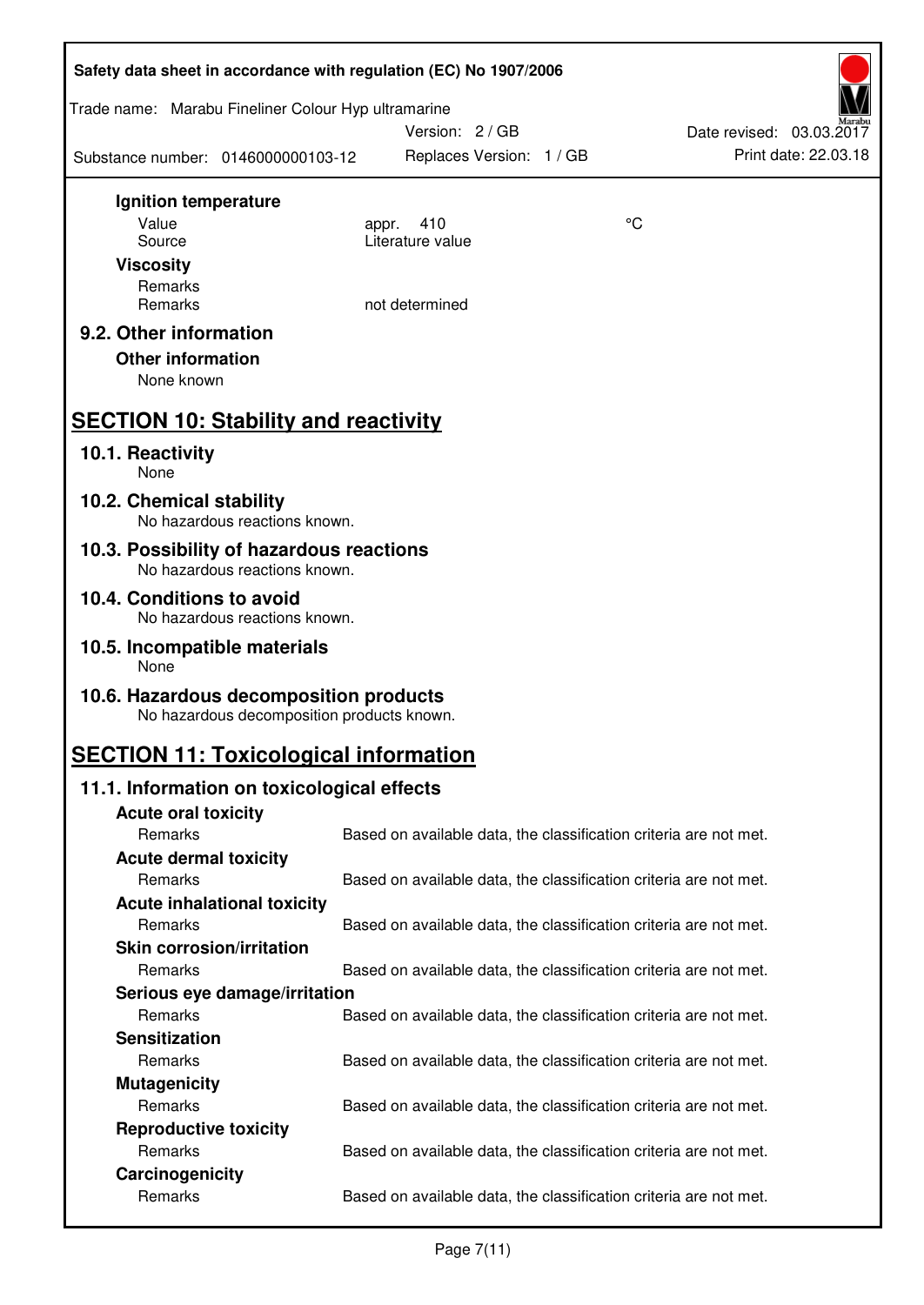**Ignition temperature**

| | | |
|---|---|---|
| Value | appr. 410 | °C |
| Source | Literature value | |

**Viscosity**

| | |
|---|---|
| Remarks | |
| Remarks | not determined |

### 9.2. Other information

**Other information**

None known

## SECTION 10: Stability and reactivity

### 10.1. Reactivity

None

### 10.2. Chemical stability

No hazardous reactions known.

### 10.3. Possibility of hazardous reactions

No hazardous reactions known.

### 10.4. Conditions to avoid

No hazardous reactions known.

### 10.5. Incompatible materials

None

### 10.6. Hazardous decomposition products

No hazardous decomposition products known.

## SECTION 11: Toxicological information

### 11.1. Information on toxicological effects

**Acute oral toxicity**

Remarks: Based on available data, the classification criteria are not met.

**Acute dermal toxicity**

Remarks: Based on available data, the classification criteria are not met.

**Acute inhalational toxicity**

Remarks: Based on available data, the classification criteria are not met.

**Skin corrosion/irritation**

Remarks: Based on available data, the classification criteria are not met.

**Serious eye damage/irritation**

Remarks: Based on available data, the classification criteria are not met.

**Sensitization**

Remarks: Based on available data, the classification criteria are not met.

**Mutagenicity**

Remarks: Based on available data, the classification criteria are not met.

**Reproductive toxicity**

Remarks: Based on available data, the classification criteria are not met.

**Carcinogenicity**

Remarks: Based on available data, the classification criteria are not met.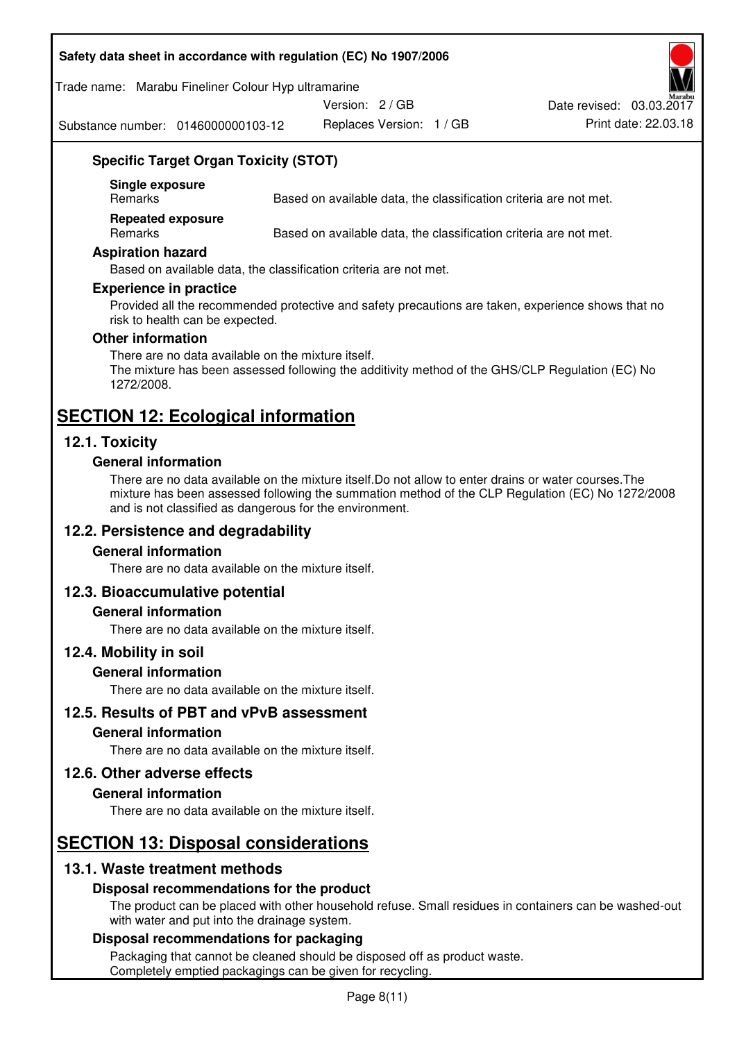### Specific Target Organ Toxicity (STOT)

**Single exposure**

| Remarks | Based on available data, the classification criteria are not met. |
|---|---|

**Repeated exposure**

| Remarks | Based on available data, the classification criteria are not met. |
|---|---|

### Aspiration hazard

Based on available data, the classification criteria are not met.

### Experience in practice

Provided all the recommended protective and safety precautions are taken, experience shows that no risk to health can be expected.

### Other information

There are no data available on the mixture itself.
The mixture has been assessed following the additivity method of the GHS/CLP Regulation (EC) No 1272/2008.

# SECTION 12: Ecological information

## 12.1. Toxicity

### General information

There are no data available on the mixture itself.Do not allow to enter drains or water courses.The mixture has been assessed following the summation method of the CLP Regulation (EC) No 1272/2008 and is not classified as dangerous for the environment.

## 12.2. Persistence and degradability

### General information

There are no data available on the mixture itself.

## 12.3. Bioaccumulative potential

### General information

There are no data available on the mixture itself.

## 12.4. Mobility in soil

### General information

There are no data available on the mixture itself.

## 12.5. Results of PBT and vPvB assessment

### General information

There are no data available on the mixture itself.

## 12.6. Other adverse effects

### General information

There are no data available on the mixture itself.

# SECTION 13: Disposal considerations

## 13.1. Waste treatment methods

### Disposal recommendations for the product

The product can be placed with other household refuse. Small residues in containers can be washed-out with water and put into the drainage system.

### Disposal recommendations for packaging

Packaging that cannot be cleaned should be disposed off as product waste.
Completely emptied packagings can be given for recycling.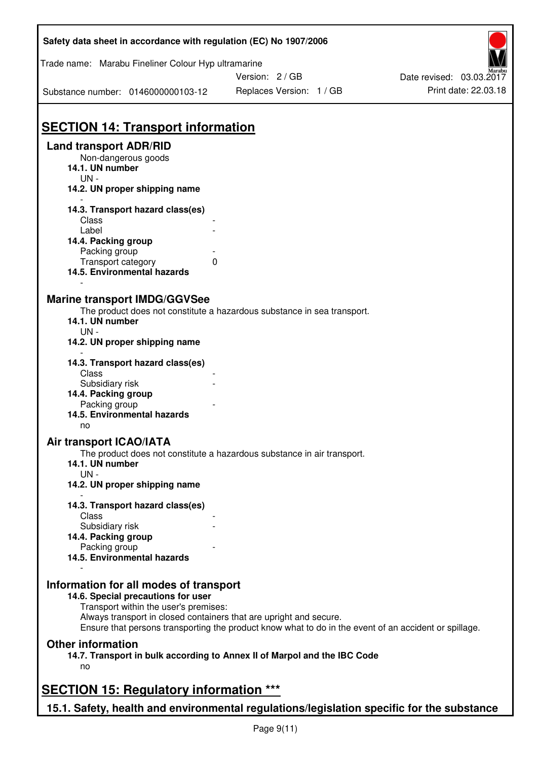## SECTION 14: Transport information

### Land transport ADR/RID

Non-dangerous goods

**14.1. UN number**

UN -

**14.2. UN proper shipping name**

-

**14.3. Transport hazard class(es)**

Class -

Label -

**14.4. Packing group**

Packing group -

Transport category 0

**14.5. Environmental hazards**

-

### Marine transport IMDG/GGVSee

The product does not constitute a hazardous substance in sea transport.

**14.1. UN number**

UN -

**14.2. UN proper shipping name**

-

**14.3. Transport hazard class(es)**

Class -

Subsidiary risk -

**14.4. Packing group**

Packing group -

**14.5. Environmental hazards**

no

### Air transport ICAO/IATA

The product does not constitute a hazardous substance in air transport.

**14.1. UN number**

UN -

**14.2. UN proper shipping name**

-

**14.3. Transport hazard class(es)**

Class -

Subsidiary risk -

**14.4. Packing group**

Packing group -

**14.5. Environmental hazards**

-

### Information for all modes of transport

**14.6. Special precautions for user**

Transport within the user's premises:
Always transport in closed containers that are upright and secure.
Ensure that persons transporting the product know what to do in the event of an accident or spillage.

### Other information

**14.7. Transport in bulk according to Annex II of Marpol and the IBC Code**

no

## SECTION 15: Regulatory information ***

### 15.1. Safety, health and environmental regulations/legislation specific for the substance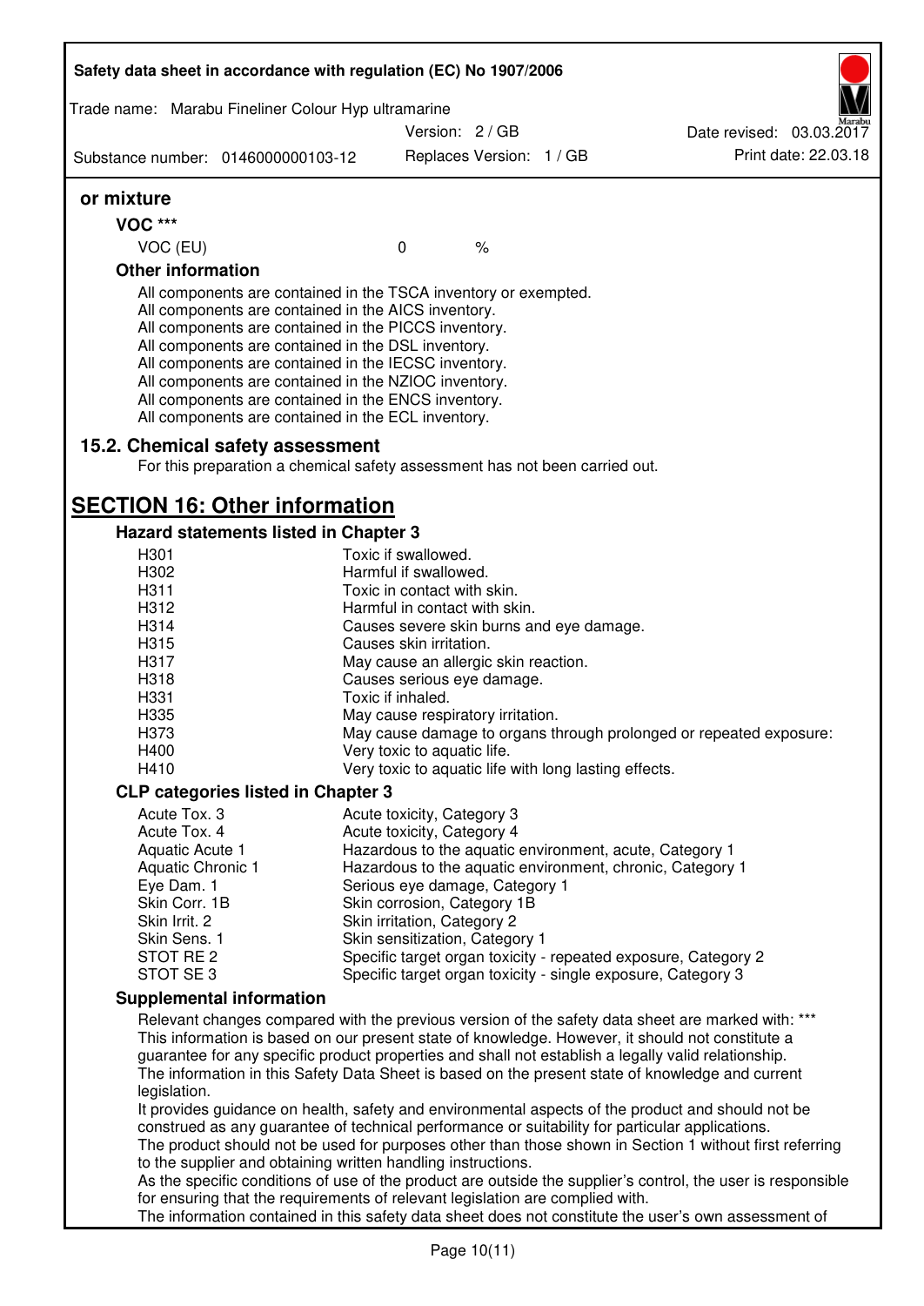**or mixture**

**VOC \*\*\***

| VOC (EU) | 0 | % |
|---|---|---|

**Other information**

All components are contained in the TSCA inventory or exempted.
All components are contained in the AICS inventory.
All components are contained in the PICCS inventory.
All components are contained in the DSL inventory.
All components are contained in the IECSC inventory.
All components are contained in the NZIOC inventory.
All components are contained in the ENCS inventory.
All components are contained in the ECL inventory.

### 15.2. Chemical safety assessment

For this preparation a chemical safety assessment has not been carried out.

## SECTION 16: Other information

### Hazard statements listed in Chapter 3

| | |
|---|---|
| H301 | Toxic if swallowed. |
| H302 | Harmful if swallowed. |
| H311 | Toxic in contact with skin. |
| H312 | Harmful in contact with skin. |
| H314 | Causes severe skin burns and eye damage. |
| H315 | Causes skin irritation. |
| H317 | May cause an allergic skin reaction. |
| H318 | Causes serious eye damage. |
| H331 | Toxic if inhaled. |
| H335 | May cause respiratory irritation. |
| H373 | May cause damage to organs through prolonged or repeated exposure: |
| H400 | Very toxic to aquatic life. |
| H410 | Very toxic to aquatic life with long lasting effects. |

### CLP categories listed in Chapter 3

| | |
|---|---|
| Acute Tox. 3 | Acute toxicity, Category 3 |
| Acute Tox. 4 | Acute toxicity, Category 4 |
| Aquatic Acute 1 | Hazardous to the aquatic environment, acute, Category 1 |
| Aquatic Chronic 1 | Hazardous to the aquatic environment, chronic, Category 1 |
| Eye Dam. 1 | Serious eye damage, Category 1 |
| Skin Corr. 1B | Skin corrosion, Category 1B |
| Skin Irrit. 2 | Skin irritation, Category 2 |
| Skin Sens. 1 | Skin sensitization, Category 1 |
| STOT RE 2 | Specific target organ toxicity - repeated exposure, Category 2 |
| STOT SE 3 | Specific target organ toxicity - single exposure, Category 3 |

### Supplemental information

Relevant changes compared with the previous version of the safety data sheet are marked with: \*\*\*
This information is based on our present state of knowledge. However, it should not constitute a guarantee for any specific product properties and shall not establish a legally valid relationship.
The information in this Safety Data Sheet is based on the present state of knowledge and current legislation.
It provides guidance on health, safety and environmental aspects of the product and should not be construed as any guarantee of technical performance or suitability for particular applications.
The product should not be used for purposes other than those shown in Section 1 without first referring to the supplier and obtaining written handling instructions.
As the specific conditions of use of the product are outside the supplier's control, the user is responsible for ensuring that the requirements of relevant legislation are complied with.
The information contained in this safety data sheet does not constitute the user's own assessment of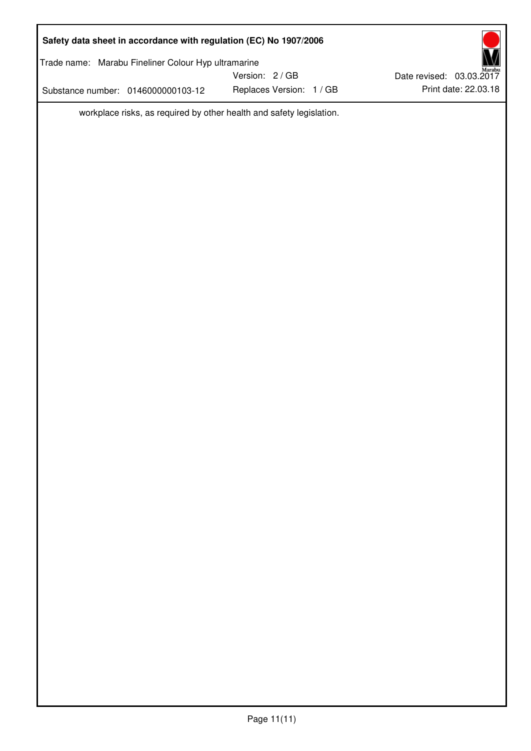workplace risks, as required by other health and safety legislation.